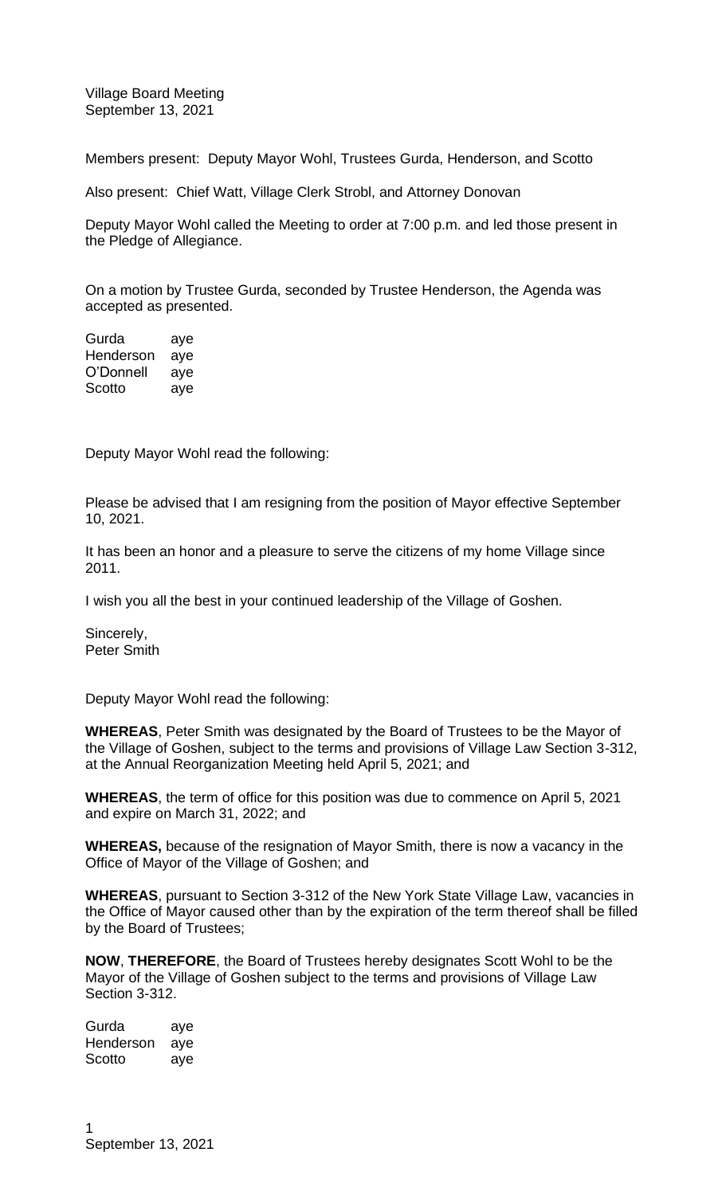Village Board Meeting
September 13, 2021

Members present: Deputy Mayor Wohl, Trustees Gurda, Henderson, and Scotto

Also present: Chief Watt, Village Clerk Strobl, and Attorney Donovan

Deputy Mayor Wohl called the Meeting to order at 7:00 p.m. and led those present in the Pledge of Allegiance.

On a motion by Trustee Gurda, seconded by Trustee Henderson, the Agenda was accepted as presented.

Gurda aye
Henderson aye
O'Donnell aye
Scotto aye

Deputy Mayor Wohl read the following:

Please be advised that I am resigning from the position of Mayor effective September 10, 2021.

It has been an honor and a pleasure to serve the citizens of my home Village since 2011.

I wish you all the best in your continued leadership of the Village of Goshen.

Sincerely,
Peter Smith

Deputy Mayor Wohl read the following:

**WHEREAS**, Peter Smith was designated by the Board of Trustees to be the Mayor of the Village of Goshen, subject to the terms and provisions of Village Law Section 3-312, at the Annual Reorganization Meeting held April 5, 2021; and

**WHEREAS**, the term of office for this position was due to commence on April 5, 2021 and expire on March 31, 2022; and

**WHEREAS,** because of the resignation of Mayor Smith, there is now a vacancy in the Office of Mayor of the Village of Goshen; and

**WHEREAS**, pursuant to Section 3-312 of the New York State Village Law, vacancies in the Office of Mayor caused other than by the expiration of the term thereof shall be filled by the Board of Trustees;

**NOW**, **THEREFORE**, the Board of Trustees hereby designates Scott Wohl to be the Mayor of the Village of Goshen subject to the terms and provisions of Village Law Section 3-312.

Gurda aye
Henderson aye
Scotto aye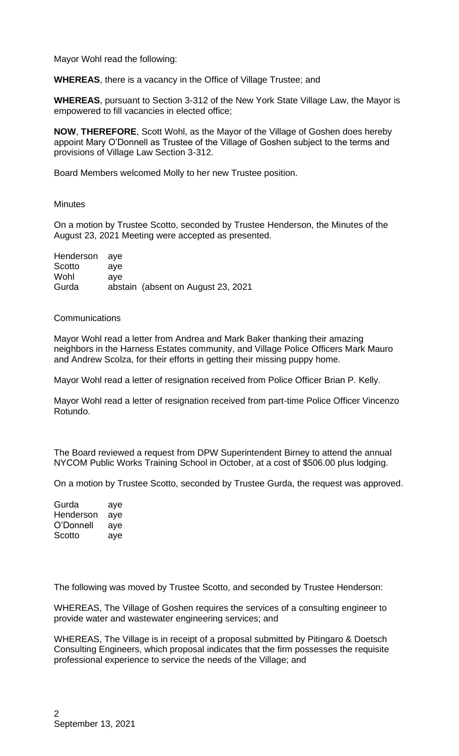Mayor Wohl read the following:

**WHEREAS**, there is a vacancy in the Office of Village Trustee; and

**WHEREAS**, pursuant to Section 3-312 of the New York State Village Law, the Mayor is empowered to fill vacancies in elected office;

**NOW**, **THEREFORE**, Scott Wohl, as the Mayor of the Village of Goshen does hereby appoint Mary O'Donnell as Trustee of the Village of Goshen subject to the terms and provisions of Village Law Section 3-312.

Board Members welcomed Molly to her new Trustee position.

Minutes

On a motion by Trustee Scotto, seconded by Trustee Henderson, the Minutes of the August 23, 2021 Meeting were accepted as presented.

| | |
|---|---|
| Henderson | aye |
| Scotto | aye |
| Wohl | aye |
| Gurda | abstain (absent on August 23, 2021 |

Communications

Mayor Wohl read a letter from Andrea and Mark Baker thanking their amazing neighbors in the Harness Estates community, and Village Police Officers Mark Mauro and Andrew Scolza, for their efforts in getting their missing puppy home.

Mayor Wohl read a letter of resignation received from Police Officer Brian P. Kelly.

Mayor Wohl read a letter of resignation received from part-time Police Officer Vincenzo Rotundo.

The Board reviewed a request from DPW Superintendent Birney to attend the annual NYCOM Public Works Training School in October, at a cost of $506.00 plus lodging.

On a motion by Trustee Scotto, seconded by Trustee Gurda, the request was approved.

| | |
|---|---|
| Gurda | aye |
| Henderson | aye |
| O'Donnell | aye |
| Scotto | aye |

The following was moved by Trustee Scotto, and seconded by Trustee Henderson:

WHEREAS, The Village of Goshen requires the services of a consulting engineer to provide water and wastewater engineering services; and

WHEREAS, The Village is in receipt of a proposal submitted by Pitingaro & Doetsch Consulting Engineers, which proposal indicates that the firm possesses the requisite professional experience to service the needs of the Village; and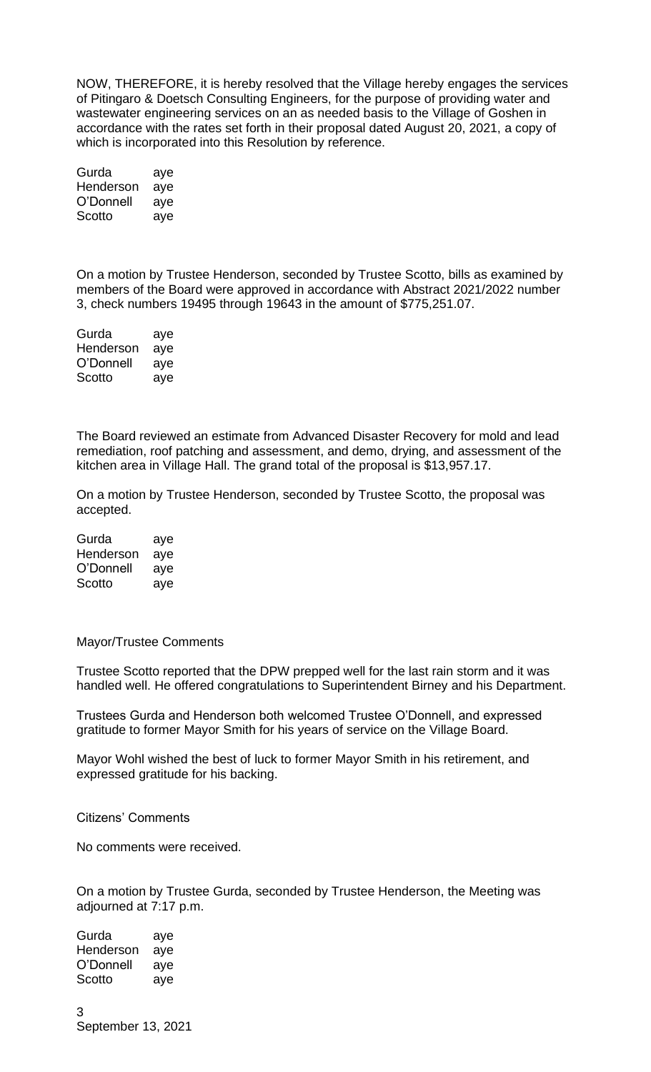NOW, THEREFORE, it is hereby resolved that the Village hereby engages the services of Pitingaro & Doetsch Consulting Engineers, for the purpose of providing water and wastewater engineering services on an as needed basis to the Village of Goshen in accordance with the rates set forth in their proposal dated August 20, 2021, a copy of which is incorporated into this Resolution by reference.

| | |
|---|---|
| Gurda | aye |
| Henderson | aye |
| O'Donnell | aye |
| Scotto | aye |

On a motion by Trustee Henderson, seconded by Trustee Scotto, bills as examined by members of the Board were approved in accordance with Abstract 2021/2022 number 3, check numbers 19495 through 19643 in the amount of $775,251.07.

| | |
|---|---|
| Gurda | aye |
| Henderson | aye |
| O'Donnell | aye |
| Scotto | aye |

The Board reviewed an estimate from Advanced Disaster Recovery for mold and lead remediation, roof patching and assessment, and demo, drying, and assessment of the kitchen area in Village Hall. The grand total of the proposal is $13,957.17.

On a motion by Trustee Henderson, seconded by Trustee Scotto, the proposal was accepted.

| | |
|---|---|
| Gurda | aye |
| Henderson | aye |
| O'Donnell | aye |
| Scotto | aye |

Mayor/Trustee Comments

Trustee Scotto reported that the DPW prepped well for the last rain storm and it was handled well. He offered congratulations to Superintendent Birney and his Department.

Trustees Gurda and Henderson both welcomed Trustee O'Donnell, and expressed gratitude to former Mayor Smith for his years of service on the Village Board.

Mayor Wohl wished the best of luck to former Mayor Smith in his retirement, and expressed gratitude for his backing.

Citizens' Comments

No comments were received.

On a motion by Trustee Gurda, seconded by Trustee Henderson, the Meeting was adjourned at 7:17 p.m.

| | |
|---|---|
| Gurda | aye |
| Henderson | aye |
| O'Donnell | aye |
| Scotto | aye |

September 13, 2021